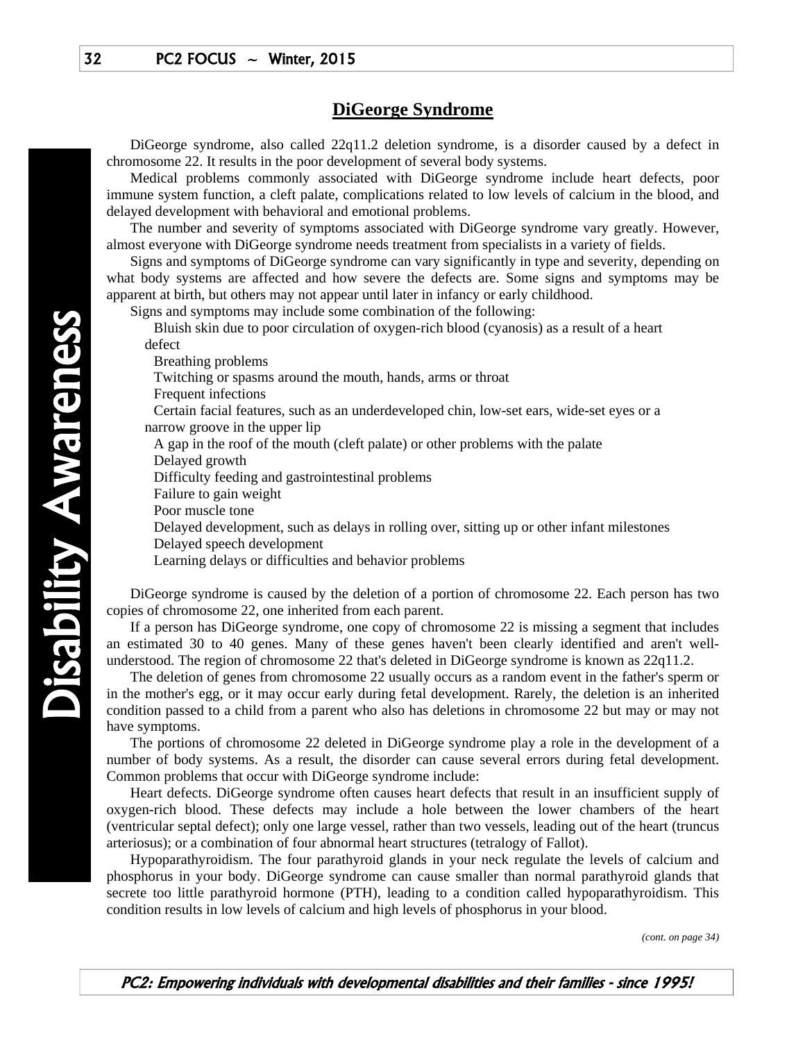# DiGeorge Syndrome

DiGeorge syndrome, also called 22q11.2 deletion syndrome, is a disorder caused by a defect in chromosome 22. It results in the poor development of several body systems.

Medical problems commonly associated with DiGeorge syndrome include heart defects, poor immune system function, a cleft palate, complications related to low levels of calcium in the blood, and delayed development with behavioral and emotional problems.

The number and severity of symptoms associated with DiGeorge syndrome vary greatly. However, almost everyone with DiGeorge syndrome needs treatment from specialists in a variety of fields.

Signs and symptoms of DiGeorge syndrome can vary significantly in type and severity, depending on what body systems are affected and how severe the defects are. Some signs and symptoms may be apparent at birth, but others may not appear until later in infancy or early childhood.

Signs and symptoms may include some combination of the following:

- Bluish skin due to poor circulation of oxygen-rich blood (cyanosis) as a result of a heart defect
- Breathing problems
- Twitching or spasms around the mouth, hands, arms or throat
- Frequent infections
- Certain facial features, such as an underdeveloped chin, low-set ears, wide-set eyes or a narrow groove in the upper lip
- A gap in the roof of the mouth (cleft palate) or other problems with the palate
- Delayed growth
- Difficulty feeding and gastrointestinal problems
- Failure to gain weight
- Poor muscle tone
- Delayed development, such as delays in rolling over, sitting up or other infant milestones
- Delayed speech development
- Learning delays or difficulties and behavior problems

DiGeorge syndrome is caused by the deletion of a portion of chromosome 22. Each person has two copies of chromosome 22, one inherited from each parent.

If a person has DiGeorge syndrome, one copy of chromosome 22 is missing a segment that includes an estimated 30 to 40 genes. Many of these genes haven't been clearly identified and aren't well-understood. The region of chromosome 22 that's deleted in DiGeorge syndrome is known as 22q11.2.

The deletion of genes from chromosome 22 usually occurs as a random event in the father's sperm or in the mother's egg, or it may occur early during fetal development. Rarely, the deletion is an inherited condition passed to a child from a parent who also has deletions in chromosome 22 but may or may not have symptoms.

The portions of chromosome 22 deleted in DiGeorge syndrome play a role in the development of a number of body systems. As a result, the disorder can cause several errors during fetal development. Common problems that occur with DiGeorge syndrome include:

Heart defects. DiGeorge syndrome often causes heart defects that result in an insufficient supply of oxygen-rich blood. These defects may include a hole between the lower chambers of the heart (ventricular septal defect); only one large vessel, rather than two vessels, leading out of the heart (truncus arteriosus); or a combination of four abnormal heart structures (tetralogy of Fallot).

Hypoparathyroidism. The four parathyroid glands in your neck regulate the levels of calcium and phosphorus in your body. DiGeorge syndrome can cause smaller than normal parathyroid glands that secrete too little parathyroid hormone (PTH), leading to a condition called hypoparathyroidism. This condition results in low levels of calcium and high levels of phosphorus in your blood.

*(cont. on page 34)*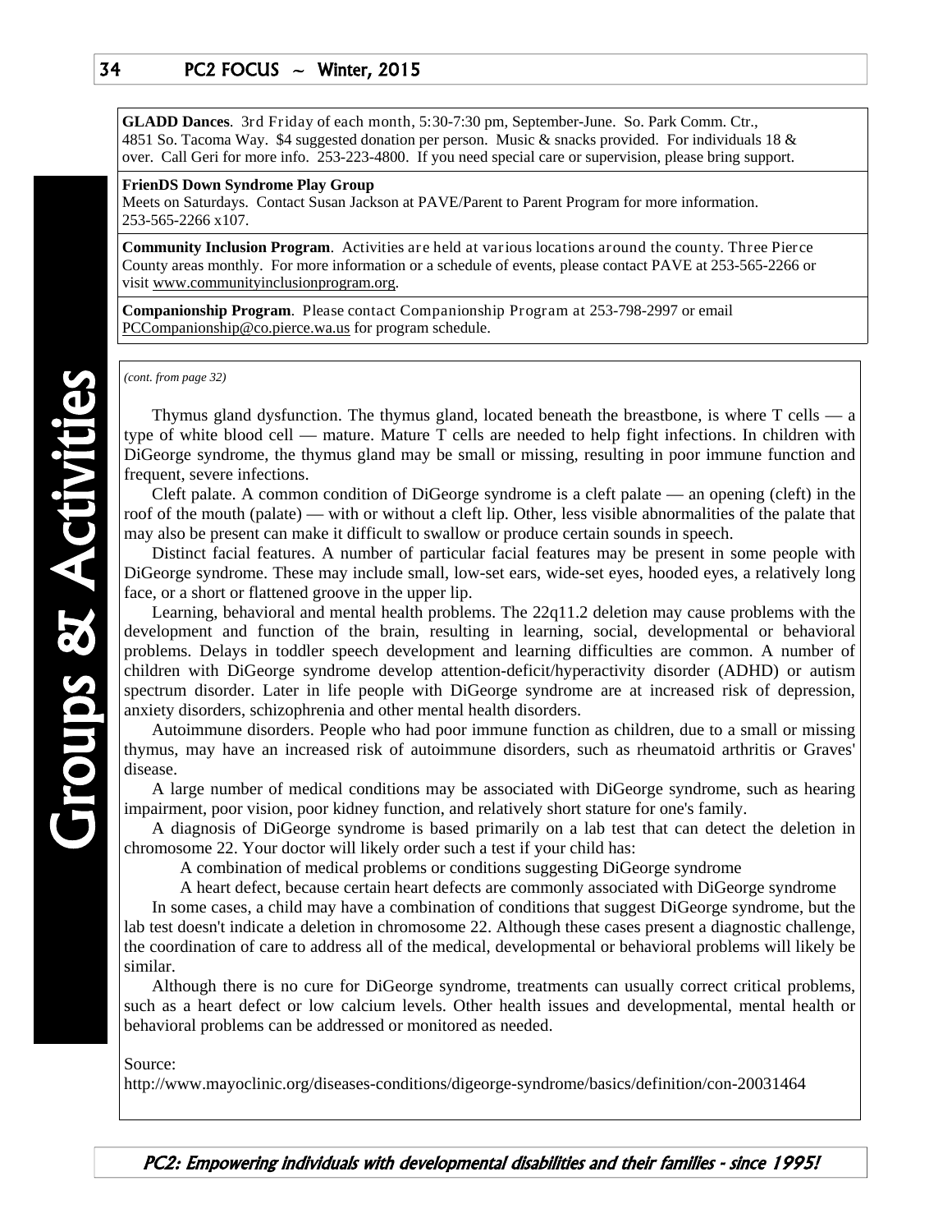**GLADD Dances**. 3rd Friday of each month, 5:30-7:30 pm, September-June. So. Park Comm. Ctr., 4851 So. Tacoma Way. $4 suggested donation per person. Music & snacks provided. For individuals 18 & over. Call Geri for more info. 253-223-4800. If you need special care or supervision, please bring support.

**FrienDS Down Syndrome Play Group**
Meets on Saturdays. Contact Susan Jackson at PAVE/Parent to Parent Program for more information. 253-565-2266 x107.

**Community Inclusion Program**. Activities are held at various locations around the county. Three Pierce County areas monthly. For more information or a schedule of events, please contact PAVE at 253-565-2266 or visit www.communityinclusionprogram.org.

**Companionship Program**. Please contact Companionship Program at 253-798-2997 or email PCCompanionship@co.pierce.wa.us for program schedule.

*(cont. from page 32)*

Thymus gland dysfunction. The thymus gland, located beneath the breastbone, is where T cells — a type of white blood cell — mature. Mature T cells are needed to help fight infections. In children with DiGeorge syndrome, the thymus gland may be small or missing, resulting in poor immune function and frequent, severe infections.

Cleft palate. A common condition of DiGeorge syndrome is a cleft palate — an opening (cleft) in the roof of the mouth (palate) — with or without a cleft lip. Other, less visible abnormalities of the palate that may also be present can make it difficult to swallow or produce certain sounds in speech.

Distinct facial features. A number of particular facial features may be present in some people with DiGeorge syndrome. These may include small, low-set ears, wide-set eyes, hooded eyes, a relatively long face, or a short or flattened groove in the upper lip.

Learning, behavioral and mental health problems. The 22q11.2 deletion may cause problems with the development and function of the brain, resulting in learning, social, developmental or behavioral problems. Delays in toddler speech development and learning difficulties are common. A number of children with DiGeorge syndrome develop attention-deficit/hyperactivity disorder (ADHD) or autism spectrum disorder. Later in life people with DiGeorge syndrome are at increased risk of depression, anxiety disorders, schizophrenia and other mental health disorders.

Autoimmune disorders. People who had poor immune function as children, due to a small or missing thymus, may have an increased risk of autoimmune disorders, such as rheumatoid arthritis or Graves' disease.

A large number of medical conditions may be associated with DiGeorge syndrome, such as hearing impairment, poor vision, poor kidney function, and relatively short stature for one's family.

A diagnosis of DiGeorge syndrome is based primarily on a lab test that can detect the deletion in chromosome 22. Your doctor will likely order such a test if your child has:

A combination of medical problems or conditions suggesting DiGeorge syndrome

A heart defect, because certain heart defects are commonly associated with DiGeorge syndrome

In some cases, a child may have a combination of conditions that suggest DiGeorge syndrome, but the lab test doesn't indicate a deletion in chromosome 22. Although these cases present a diagnostic challenge, the coordination of care to address all of the medical, developmental or behavioral problems will likely be similar.

Although there is no cure for DiGeorge syndrome, treatments can usually correct critical problems, such as a heart defect or low calcium levels. Other health issues and developmental, mental health or behavioral problems can be addressed or monitored as needed.

Source:
http://www.mayoclinic.org/diseases-conditions/digeorge-syndrome/basics/definition/con-20031464